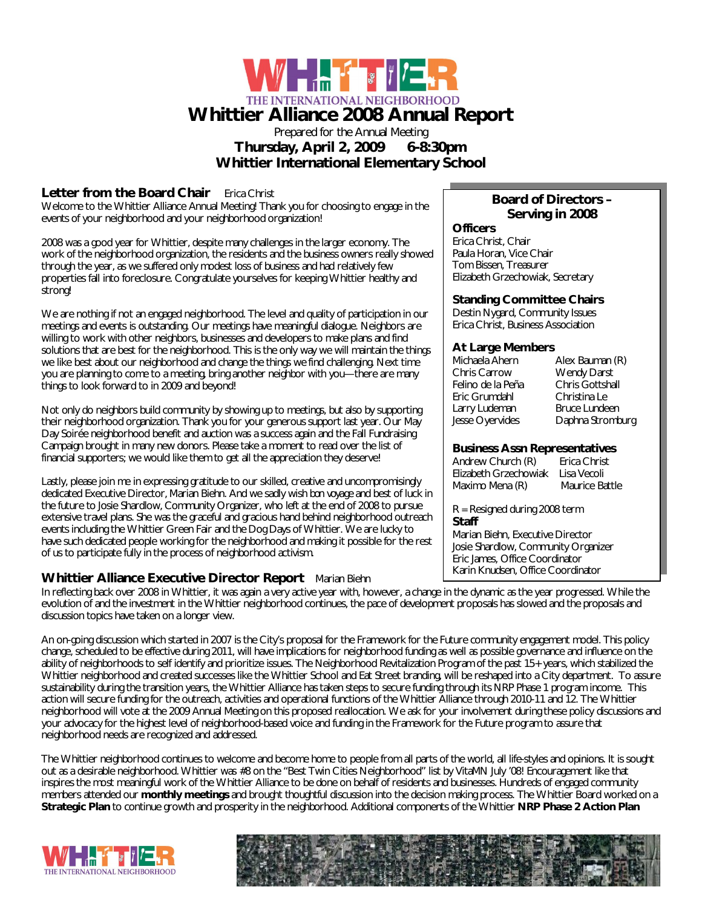WHITTIER

THE INTERNATIONAL NEIGHBORHOOD

# Whittier Alliance 2008 Annual Report

Prepared for the Annual Meeting

**Thursday, April 2, 2009 6-8:30pm**

**Whittier International Elementary School**

## Letter from the Board Chair

Erica Christ

Welcome to the Whittier Alliance Annual Meeting! Thank you for choosing to engage in the events of your neighborhood and your neighborhood organization!

2008 was a good year for Whittier, despite many challenges in the larger economy. The work of the neighborhood organization, the residents and the business owners really showed through the year, as we suffered only modest loss of business and had relatively few properties fall into foreclosure. Congratulate yourselves for keeping Whittier healthy and strong!

We are nothing if not an engaged neighborhood. The level and quality of participation in our meetings and events is outstanding. Our meetings have meaningful dialogue. Neighbors are willing to work with other neighbors, businesses and developers to make plans and find solutions that are best for the neighborhood. This is the only way we will maintain the things we like best about our neighborhood and change the things we find challenging. Next time you are planning to come to a meeting, bring another neighbor with you—there are many things to look forward to in 2009 and beyond!

Not only do neighbors build community by showing up to meetings, but also by supporting their neighborhood organization. Thank you for your generous support last year. Our May Day Soirée neighborhood benefit and auction was a success again and the Fall Fundraising Campaign brought in many new donors. Please take a moment to read over the list of financial supporters; we would like them to get all the appreciation they deserve!

Lastly, please join me in expressing gratitude to our skilled, creative and uncompromisingly dedicated Executive Director, Marian Biehn. And we sadly wish bon voyage and best of luck in the future to Josie Shardlow, Community Organizer, who left at the end of 2008 to pursue extensive travel plans. She was the graceful and gracious hand behind neighborhood outreach events including the Whittier Green Fair and the Dog Days of Whittier. We are lucky to have such dedicated people working for the neighborhood and making it possible for the rest of us to participate fully in the process of neighborhood activism.

## Board of Directors – Serving in 2008

### Officers

Erica Christ, Chair
Paula Horan, Vice Chair
Tom Bissen, Treasurer
Elizabeth Grzechowiak, Secretary

### Standing Committee Chairs

Destin Nygard, Community Issues
Erica Christ, Business Association

### At Large Members

| | |
|---|---|
| Michaela Ahern | Alex Bauman (R) |
| Chris Carrow | Wendy Darst |
| Felino de la Peña | Chris Gottshall |
| Eric Grumdahl | Christina Le |
| Larry Ludeman | Bruce Lundeen |
| Jesse Oyervides | Daphna Stromburg |

### Business Assn Representatives

| | |
|---|---|
| Andrew Church (R) | Erica Christ |
| Elizabeth Grzechowiak | Lisa Vecoli |
| Maximo Mena (R) | Maurice Battle |

R = Resigned during 2008 term

### Staff

Marian Biehn, Executive Director
Josie Shardlow, Community Organizer
Eric James, Office Coordinator
Karin Knudsen, Office Coordinator

## Whittier Alliance Executive Director Report

Marian Biehn

In reflecting back over 2008 in Whittier, it was again a very active year with, however, a change in the dynamic as the year progressed. While the evolution of and the investment in the Whittier neighborhood continues, the pace of development proposals has slowed and the proposals and discussion topics have taken on a longer view.

An on-going discussion which started in 2007 is the City's proposal for the Framework for the Future community engagement model. This policy change, scheduled to be effective during 2011, will have implications for neighborhood funding as well as possible governance and influence on the ability of neighborhoods to self identify and prioritize issues. The Neighborhood Revitalization Program of the past 15+ years, which stabilized the Whittier neighborhood and created successes like the Whittier School and Eat Street branding, will be reshaped into a City department. To assure sustainability during the transition years, the Whittier Alliance has taken steps to secure funding through its NRP Phase 1 program income. This action will secure funding for the outreach, activities and operational functions of the Whittier Alliance through 2010-11 and 12. The Whittier neighborhood will vote at the 2009 Annual Meeting on this proposed reallocation. We ask for your involvement during these policy discussions and your advocacy for the highest level of neighborhood-based voice and funding in the Framework for the Future program to assure that neighborhood needs are recognized and addressed.

The Whittier neighborhood continues to welcome and become home to people from all parts of the world, all life-styles and opinions. It is sought out as a desirable neighborhood. Whittier was #8 on the "Best Twin Cities Neighborhood" list by VitaMN July '08! Encouragement like that inspires the most meaningful work of the Whittier Alliance to be done on behalf of residents and businesses. Hundreds of engaged community members attended our **monthly meetings** and brought thoughtful discussion into the decision making process. The Whittier Board worked on a **Strategic Plan** to continue growth and prosperity in the neighborhood. Additional components of the Whittier **NRP Phase 2 Action Plan**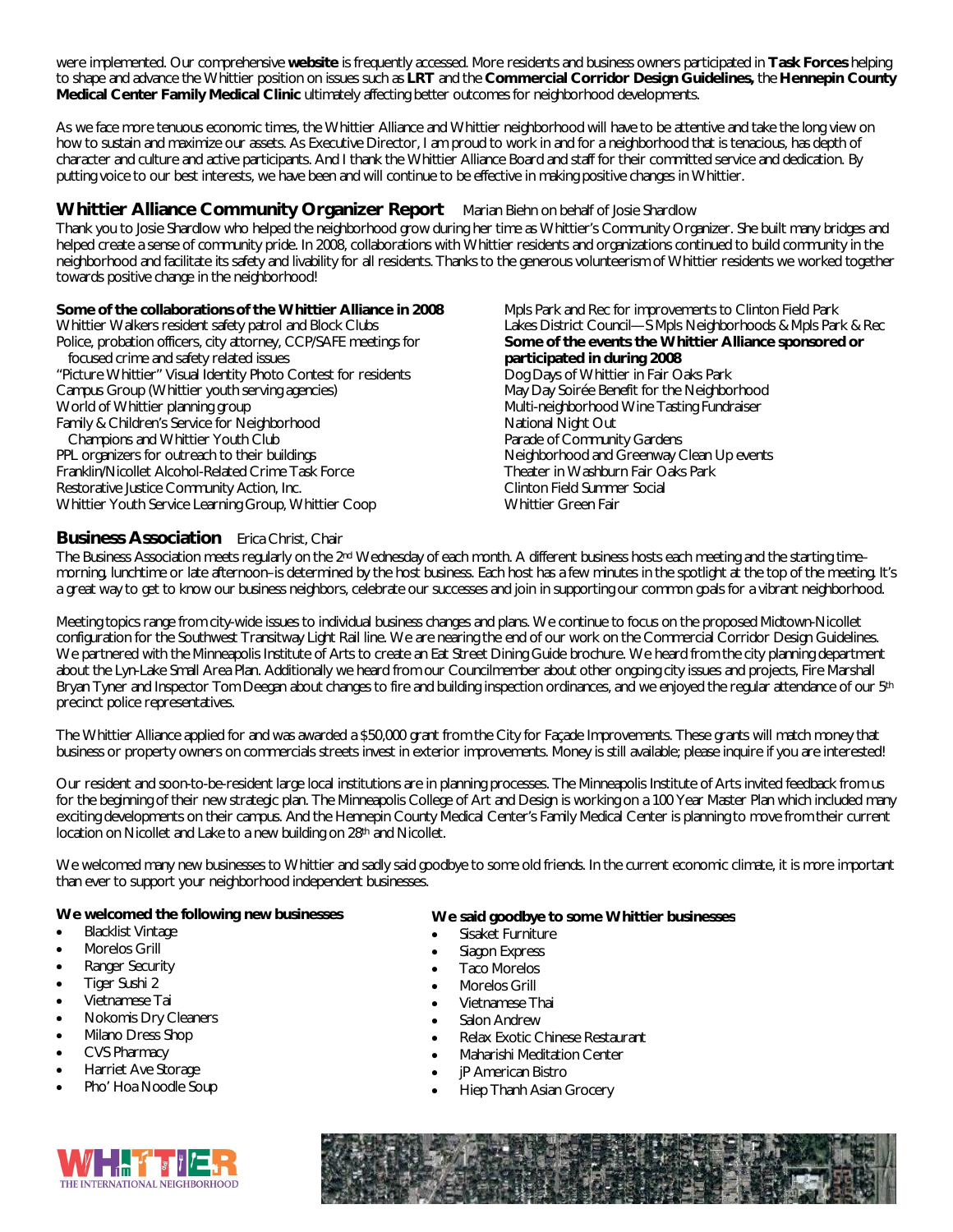were implemented. Our comprehensive **website** is frequently accessed. More residents and business owners participated in **Task Forces** helping to shape and advance the Whittier position on issues such as **LRT** and the **Commercial Corridor Design Guidelines,** the **Hennepin County Medical Center Family Medical Clinic** ultimately affecting better outcomes for neighborhood developments.

As we face more tenuous economic times, the Whittier Alliance and Whittier neighborhood will have to be attentive and take the long view on how to sustain and maximize our assets. As Executive Director, I am proud to work in and for a neighborhood that is tenacious, has depth of character and culture and active participants. And I thank the Whittier Alliance Board and staff for their committed service and dedication. By putting voice to our best interests, we have been and will continue to be effective in making positive changes in Whittier.

## Whittier Alliance Community Organizer Report

Marian Biehn on behalf of Josie Shardlow

Thank you to Josie Shardlow who helped the neighborhood grow during her time as Whittier's Community Organizer. She built many bridges and helped create a sense of community pride. In 2008, collaborations with Whittier residents and organizations continued to build community in the neighborhood and facilitate its safety and livability for all residents. Thanks to the generous volunteerism of Whittier residents we worked together towards positive change in the neighborhood!

**Some of the collaborations of the Whittier Alliance in 2008**

Whittier Walkers resident safety patrol and Block Clubs
Police, probation officers, city attorney, CCP/SAFE meetings for focused crime and safety related issues
"Picture Whittier" Visual Identity Photo Contest for residents
Campus Group (Whittier youth serving agencies)
World of Whittier planning group
Family & Children's Service for Neighborhood Champions and Whittier Youth Club
PPL organizers for outreach to their buildings
Franklin/Nicollet Alcohol-Related Crime Task Force
Restorative Justice Community Action, Inc.
Whittier Youth Service Learning Group, Whittier Coop
Mpls Park and Rec for improvements to Clinton Field Park
Lakes District Council—S Mpls Neighborhoods & Mpls Park & Rec

**Some of the events the Whittier Alliance sponsored or participated in during 2008**

Dog Days of Whittier in Fair Oaks Park
May Day Soirée Benefit for the Neighborhood
Multi-neighborhood Wine Tasting Fundraiser
National Night Out
Parade of Community Gardens
Neighborhood and Greenway Clean Up events
Theater in Washburn Fair Oaks Park
Clinton Field Summer Social
Whittier Green Fair

## Business Association

Erica Christ, Chair

The Business Association meets regularly on the 2nd Wednesday of each month. A different business hosts each meeting and the starting time–morning, lunchtime or late afternoon–is determined by the host business. Each host has a few minutes in the spotlight at the top of the meeting. It's a great way to get to know our business neighbors, celebrate our successes and join in supporting our common goals for a vibrant neighborhood.

Meeting topics range from city-wide issues to individual business changes and plans. We continue to focus on the proposed Midtown-Nicollet configuration for the Southwest Transitway Light Rail line. We are nearing the end of our work on the Commercial Corridor Design Guidelines. We partnered with the Minneapolis Institute of Arts to create an Eat Street Dining Guide brochure. We heard from the city planning department about the Lyn-Lake Small Area Plan. Additionally we heard from our Councilmember about other ongoing city issues and projects, Fire Marshall Bryan Tyner and Inspector Tom Deegan about changes to fire and building inspection ordinances, and we enjoyed the regular attendance of our 5th precinct police representatives.

The Whittier Alliance applied for and was awarded a $50,000 grant from the City for Façade Improvements. These grants will match money that business or property owners on commercials streets invest in exterior improvements. Money is still available; please inquire if you are interested!

Our resident and soon-to-be-resident large local institutions are in planning processes. The Minneapolis Institute of Arts invited feedback from us for the beginning of their new strategic plan. The Minneapolis College of Art and Design is working on a 100 Year Master Plan which included many exciting developments on their campus. And the Hennepin County Medical Center's Family Medical Center is planning to move from their current location on Nicollet and Lake to a new building on 28th and Nicollet.

We welcomed many new businesses to Whittier and sadly said goodbye to some old friends. In the current economic climate, it is more important than ever to support your neighborhood independent businesses.

**We welcomed the following new businesses**

- Blacklist Vintage
- Morelos Grill
- Ranger Security
- Tiger Sushi 2
- Vietnamese Tai
- Nokomis Dry Cleaners
- Milano Dress Shop
- CVS Pharmacy
- Harriet Ave Storage
- Pho' Hoa Noodle Soup

**We said goodbye to some Whittier businesses**

- Sisaket Furniture
- Siagon Express
- Taco Morelos
- Morelos Grill
- Vietnamese Thai
- Salon Andrew
- Relax Exotic Chinese Restaurant
- Maharishi Meditation Center
- jP American Bistro
- Hiep Thanh Asian Grocery

WHITTIER THE INTERNATIONAL NEIGHBORHOOD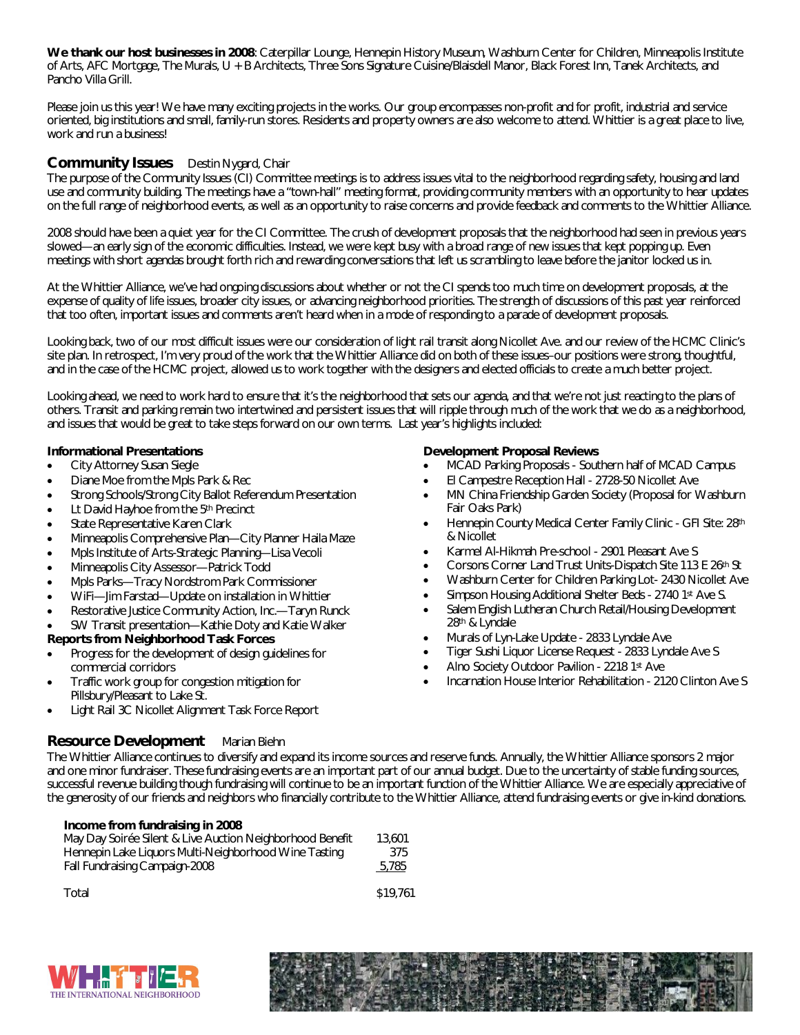**We thank our host businesses in 2008**: Caterpillar Lounge, Hennepin History Museum, Washburn Center for Children, Minneapolis Institute of Arts, AFC Mortgage, The Murals, U + B Architects, Three Sons Signature Cuisine/Blaisdell Manor, Black Forest Inn, Tanek Architects, and Pancho Villa Grill.

Please join us this year! We have many exciting projects in the works. Our group encompasses non-profit and for profit, industrial and service oriented, big institutions and small, family-run stores. Residents and property owners are also welcome to attend. Whittier is a great place to live, work and run a business!

## Community Issues — Destin Nygard, Chair

The purpose of the Community Issues (CI) Committee meetings is to address issues vital to the neighborhood regarding safety, housing and land use and community building. The meetings have a "town-hall" meeting format, providing community members with an opportunity to hear updates on the full range of neighborhood events, as well as an opportunity to raise concerns and provide feedback and comments to the Whittier Alliance.

2008 should have been a quiet year for the CI Committee. The crush of development proposals that the neighborhood had seen in previous years slowed—an early sign of the economic difficulties. Instead, we were kept busy with a broad range of new issues that kept popping up. Even meetings with short agendas brought forth rich and rewarding conversations that left us scrambling to leave before the janitor locked us in.

At the Whittier Alliance, we've had ongoing discussions about whether or not the CI spends too much time on development proposals, at the expense of quality of life issues, broader city issues, or advancing neighborhood priorities. The strength of discussions of this past year reinforced that too often, important issues and comments aren't heard when in a mode of responding to a parade of development proposals.

Looking back, two of our most difficult issues were our consideration of light rail transit along Nicollet Ave. and our review of the HCMC Clinic's site plan. In retrospect, I'm very proud of the work that the Whittier Alliance did on both of these issues–our positions were strong, thoughtful, and in the case of the HCMC project, allowed us to work together with the designers and elected officials to create a much better project.

Looking ahead, we need to work hard to ensure that it's the neighborhood that sets our agenda, and that we're not just reacting to the plans of others. Transit and parking remain two intertwined and persistent issues that will ripple through much of the work that we do as a neighborhood, and issues that would be great to take steps forward on our own terms. Last year's highlights included:

**Informational Presentations**

- City Attorney Susan Siegle
- Diane Moe from the Mpls Park & Rec
- Strong Schools/Strong City Ballot Referendum Presentation
- Lt David Hayhoe from the 5th Precinct
- State Representative Karen Clark
- Minneapolis Comprehensive Plan—City Planner Haila Maze
- Mpls Institute of Arts-Strategic Planning—Lisa Vecoli
- Minneapolis City Assessor—Patrick Todd
- Mpls Parks—Tracy Nordstrom Park Commissioner
- WiFi—Jim Farstad—Update on installation in Whittier
- Restorative Justice Community Action, Inc.—Taryn Runck
- SW Transit presentation—Kathie Doty and Katie Walker

**Reports from Neighborhood Task Forces**

- Progress for the development of design guidelines for commercial corridors
- Traffic work group for congestion mitigation for Pillsbury/Pleasant to Lake St.
- Light Rail 3C Nicollet Alignment Task Force Report

**Development Proposal Reviews**

- MCAD Parking Proposals - Southern half of MCAD Campus
- El Campestre Reception Hall - 2728-50 Nicollet Ave
- MN China Friendship Garden Society (Proposal for Washburn Fair Oaks Park)
- Hennepin County Medical Center Family Clinic - GFI Site: 28th & Nicollet
- Karmel Al-Hikmah Pre-school - 2901 Pleasant Ave S
- Corsons Corner Land Trust Units-Dispatch Site 113 E 26th St
- Washburn Center for Children Parking Lot- 2430 Nicollet Ave
- Simpson Housing Additional Shelter Beds - 2740 1st Ave S.
- Salem English Lutheran Church Retail/Housing Development 28th & Lyndale
- Murals of Lyn-Lake Update - 2833 Lyndale Ave
- Tiger Sushi Liquor License Request - 2833 Lyndale Ave S
- Alno Society Outdoor Pavilion - 2218 1st Ave
- Incarnation House Interior Rehabilitation - 2120 Clinton Ave S

## Resource Development — Marian Biehn

The Whittier Alliance continues to diversify and expand its income sources and reserve funds. Annually, the Whittier Alliance sponsors 2 major and one minor fundraiser. These fundraising events are an important part of our annual budget. Due to the uncertainty of stable funding sources, successful revenue building though fundraising will continue to be an important function of the Whittier Alliance. We are especially appreciative of the generosity of our friends and neighbors who financially contribute to the Whittier Alliance, attend fundraising events or give in-kind donations.

**Income from fundraising in 2008**

| | |
|---|---|
| May Day Soirée Silent & Live Auction Neighborhood Benefit | 13,601 |
| Hennepin Lake Liquors Multi-Neighborhood Wine Tasting | 375 |
| Fall Fundraising Campaign-2008 | 5,785 |
| Total | $19,761 |

WHITTIER THE INTERNATIONAL NEIGHBORHOOD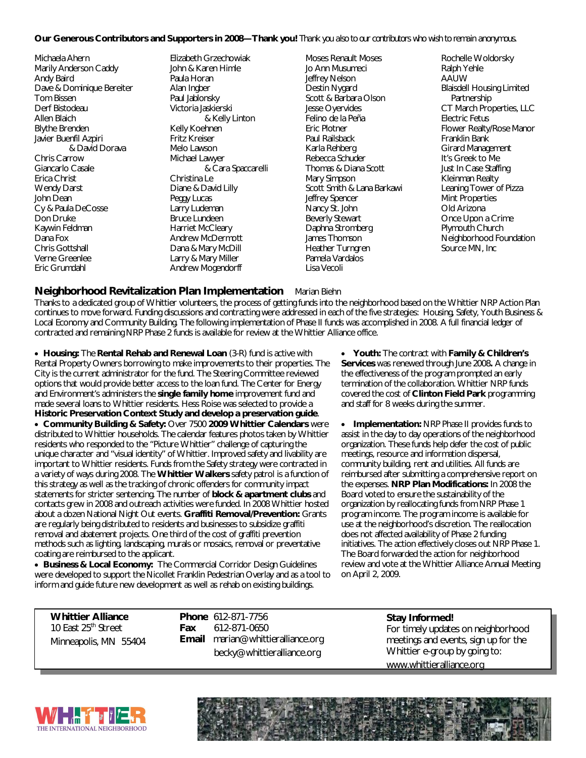**Our Generous Contributors and Supporters in 2008—Thank you!** Thank you also to our contributors who wish to remain anonymous.

Michaela Ahern
Marily Anderson Caddy
Andy Baird
Dave & Dominique Bereiter
Tom Bissen
Derf Bistodeau
Allen Blaich
Blythe Brenden
Javier Buenfil Azpiri & David Dorava
Chris Carrow
Giancarlo Casale
Erica Christ
Wendy Darst
John Dean
Cy & Paula DeCosse
Don Druke
Kaywin Feldman
Dana Fox
Chris Gottshall
Verne Greenlee
Eric Grumdahl
Elizabeth Grzechowiak
John & Karen Himle
Paula Horan
Alan Ingber
Paul Jablonsky
Victoria Jaskierski & Kelly Linton
Kelly Koehnen
Fritz Kreiser
Melo Lawson
Michael Lawyer & Cara Spaccarelli
Christina Le
Diane & David Lilly
Peggy Lucas
Larry Ludeman
Bruce Lundeen
Harriet McCleary
Andrew McDermott
Dana & Mary McDill
Larry & Mary Miller
Andrew Mogendorff
Moses Renault Moses
Jo Ann Musumeci
Jeffrey Nelson
Destin Nygard
Scott & Barbara Olson
Jesse Oyervides
Felino de la Peña
Eric Plotner
Paul Railsback
Karla Rehberg
Rebecca Schuder
Thomas & Diana Scott
Mary Simpson
Scott Smith & Lana Barkawi
Jeffrey Spencer
Nancy St. John
Beverly Stewart
Daphna Stromberg
James Thomson
Heather Turngren
Pamela Vardalos
Lisa Vecoli
Rochelle Woldorsky
Ralph Yehle
AAUW
Blaisdell Housing Limited Partnership
CT March Properties, LLC
Electric Fetus
Flower Realty/Rose Manor
Franklin Bank
Girard Management
It's Greek to Me
Just In Case Staffing
Kleinman Realty
Leaning Tower of Pizza
Mint Properties
Old Arizona
Once Upon a Crime
Plymouth Church
Neighborhood Foundation
Source MN, Inc

## Neighborhood Revitalization Plan Implementation

Marian Biehn

Thanks to a dedicated group of Whittier volunteers, the process of getting funds into the neighborhood based on the Whittier NRP Action Plan continues to move forward. Funding discussions and contracting were addressed in each of the five strategies: Housing, Safety, Youth Business & Local Economy and Community Building. The following implementation of Phase II funds was accomplished in 2008. A full financial ledger of contracted and remaining NRP Phase 2 funds is available for review at the Whittier Alliance office.

- **Housing:** The **Rental Rehab and Renewal Loan** (3-R) fund is active with Rental Property Owners borrowing to make improvements to their properties. The City is the current administrator for the fund. The Steering Committee reviewed options that would provide better access to the loan fund. The Center for Energy and Environment's administers the **single family home** improvement fund and made several loans to Whittier residents. Hess Roise was selected to provide a **Historic Preservation Context Study and develop a preservation guide**.
- **Community Building & Safety:** Over 7500 **2009 Whittier Calendars** were distributed to Whittier households. The calendar features photos taken by Whittier residents who responded to the "Picture Whittier" challenge of capturing the unique character and "visual identity" of Whittier. Improved safety and livability are important to Whittier residents. Funds from the Safety strategy were contracted in a variety of ways during 2008. The **Whittier Walkers** safety patrol is a function of this strategy as well as the tracking of chronic offenders for community impact statements for stricter sentencing. The number of **block & apartment clubs** and contacts grew in 2008 and outreach activities were funded. In 2008 Whittier hosted about a dozen National Night Out events. **Graffiti Removal/Prevention:** Grants are regularly being distributed to residents and businesses to subsidize graffiti removal and abatement projects. One third of the cost of graffiti prevention methods such as lighting, landscaping, murals or mosaics, removal or preventative coating are reimbursed to the applicant.
- **Business & Local Economy:** The Commercial Corridor Design Guidelines were developed to support the Nicollet Franklin Pedestrian Overlay and as a tool to inform and guide future new development as well as rehab on existing buildings.
- **Youth:** The contract with **Family & Children's Services** was renewed through June 2008**.** A change in the effectiveness of the program prompted an early termination of the collaboration. Whittier NRP funds covered the cost of **Clinton Field Park** programming and staff for 8 weeks during the summer.
- **Implementation:** NRP Phase II provides funds to assist in the day to day operations of the neighborhood organization. These funds help defer the cost of public meetings, resource and information dispersal, community building, rent and utilities. All funds are reimbursed after submitting a comprehensive report on the expenses. **NRP Plan Modifications:** In 2008 the Board voted to ensure the sustainability of the organization by reallocating funds from NRP Phase 1 program income. The program income is available for use at the neighborhood's discretion. The reallocation does not affected availability of Phase 2 funding initiatives. The action effectively closes out NRP Phase 1. The Board forwarded the action for neighborhood review and vote at the Whittier Alliance Annual Meeting on April 2, 2009.

**Whittier Alliance**
10 East 25th Street
Minneapolis, MN 55404

**Phone** 612-871-7756
**Fax** 612-871-0650
**Email** marian@whittieralliance.org
becky@whittieralliance.org

**Stay Informed!**
For timely updates on neighborhood meetings and events, sign up for the Whittier e-group by going to:
www.whittieralliance.org

WHITTIER
THE INTERNATIONAL NEIGHBORHOOD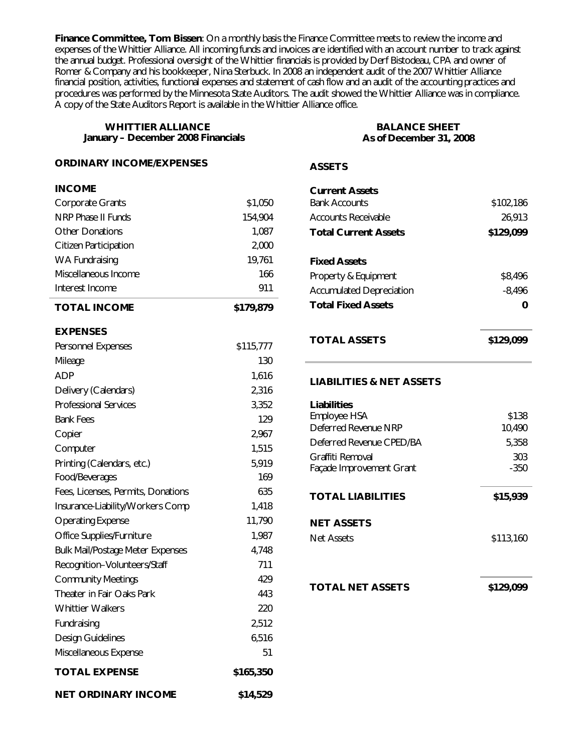**Finance Committee, Tom Bissen**: On a monthly basis the Finance Committee meets to review the income and expenses of the Whittier Alliance. All incoming funds and invoices are identified with an account number to track against the annual budget. Professional oversight of the Whittier financials is provided by Derf Bistodeau, CPA and owner of Romer & Company and his bookkeeper, Nina Sterbuck. In 2008 an independent audit of the 2007 Whittier Alliance financial position, activities, functional expenses and statement of cash flow and an audit of the accounting practices and procedures was performed by the Minnesota State Auditors. The audit showed the Whittier Alliance was in compliance. A copy of the State Auditors Report is available in the Whittier Alliance office.

## WHITTIER ALLIANCE
### January – December 2008 Financials

**ORDINARY INCOME/EXPENSES**

| **INCOME** | |
|---|---|
| Corporate Grants | $1,050 |
| NRP Phase II Funds | 154,904 |
| Other Donations | 1,087 |
| Citizen Participation | 2,000 |
| WA Fundraising | 19,761 |
| Miscellaneous Income | 166 |
| Interest Income | 911 |
| **TOTAL INCOME** | **$179,879** |

| **EXPENSES** | |
|---|---|
| Personnel Expenses | $115,777 |
| Mileage | 130 |
| ADP | 1,616 |
| Delivery (Calendars) | 2,316 |
| Professional Services | 3,352 |
| Bank Fees | 129 |
| Copier | 2,967 |
| Computer | 1,515 |
| Printing (Calendars, etc.) | 5,919 |
| Food/Beverages | 169 |
| Fees, Licenses, Permits, Donations | 635 |
| Insurance-Liability/Workers Comp | 1,418 |
| Operating Expense | 11,790 |
| Office Supplies/Furniture | 1,987 |
| Bulk Mail/Postage Meter Expenses | 4,748 |
| Recognition–Volunteers/Staff | 711 |
| Community Meetings | 429 |
| Theater in Fair Oaks Park | 443 |
| Whittier Walkers | 220 |
| Fundraising | 2,512 |
| Design Guidelines | 6,516 |
| Miscellaneous Expense | 51 |
| **TOTAL EXPENSE** | **$165,350** |
| **NET ORDINARY INCOME** | **$14,529** |

## BALANCE SHEET
### As of December 31, 2008

**ASSETS**

| **Current Assets** | |
|---|---|
| Bank Accounts | $102,186 |
| Accounts Receivable | 26,913 |
| **Total Current Assets** | **$129,099** |
| **Fixed Assets** | |
| Property & Equipment | $8,496 |
| Accumulated Depreciation | -8,496 |
| **Total Fixed Assets** | **0** |
| **TOTAL ASSETS** | **$129,099** |

**LIABILITIES & NET ASSETS**

| **Liabilities** | |
|---|---|
| Employee HSA | $138 |
| Deferred Revenue NRP | 10,490 |
| Deferred Revenue CPED/BA | 5,358 |
| Graffiti Removal | 303 |
| Façade Improvement Grant | -350 |
| **TOTAL LIABILITIES** | **$15,939** |
| **NET ASSETS** | |
| Net Assets | $113,160 |
| **TOTAL NET ASSETS** | **$129,099** |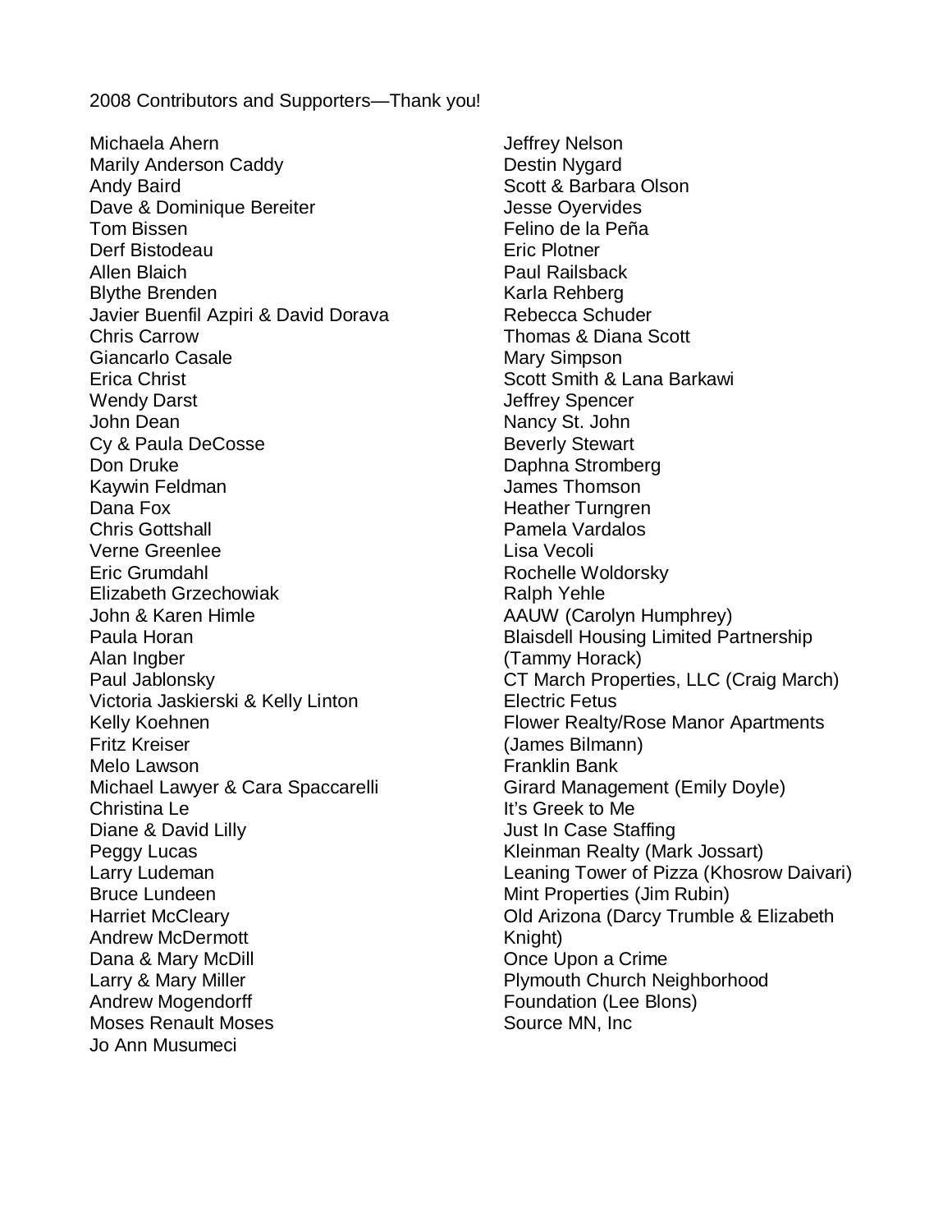2008 Contributors and Supporters—Thank you!

Michaela Ahern
Marily Anderson Caddy
Andy Baird
Dave & Dominique Bereiter
Tom Bissen
Derf Bistodeau
Allen Blaich
Blythe Brenden
Javier Buenfil Azpiri & David Dorava
Chris Carrow
Giancarlo Casale
Erica Christ
Wendy Darst
John Dean
Cy & Paula DeCosse
Don Druke
Kaywin Feldman
Dana Fox
Chris Gottshall
Verne Greenlee
Eric Grumdahl
Elizabeth Grzechowiak
John & Karen Himle
Paula Horan
Alan Ingber
Paul Jablonsky
Victoria Jaskierski & Kelly Linton
Kelly Koehnen
Fritz Kreiser
Melo Lawson
Michael Lawyer & Cara Spaccarelli
Christina Le
Diane & David Lilly
Peggy Lucas
Larry Ludeman
Bruce Lundeen
Harriet McCleary
Andrew McDermott
Dana & Mary McDill
Larry & Mary Miller
Andrew Mogendorff
Moses Renault Moses
Jo Ann Musumeci
Jeffrey Nelson
Destin Nygard
Scott & Barbara Olson
Jesse Oyervides
Felino de la Peña
Eric Plotner
Paul Railsback
Karla Rehberg
Rebecca Schuder
Thomas & Diana Scott
Mary Simpson
Scott Smith & Lana Barkawi
Jeffrey Spencer
Nancy St. John
Beverly Stewart
Daphna Stromberg
James Thomson
Heather Turngren
Pamela Vardalos
Lisa Vecoli
Rochelle Woldorsky
Ralph Yehle
AAUW (Carolyn Humphrey)
Blaisdell Housing Limited Partnership (Tammy Horack)
CT March Properties, LLC (Craig March)
Electric Fetus
Flower Realty/Rose Manor Apartments (James Bilmann)
Franklin Bank
Girard Management (Emily Doyle)
It's Greek to Me
Just In Case Staffing
Kleinman Realty (Mark Jossart)
Leaning Tower of Pizza (Khosrow Daivari)
Mint Properties (Jim Rubin)
Old Arizona (Darcy Trumble & Elizabeth Knight)
Once Upon a Crime
Plymouth Church Neighborhood Foundation (Lee Blons)
Source MN, Inc